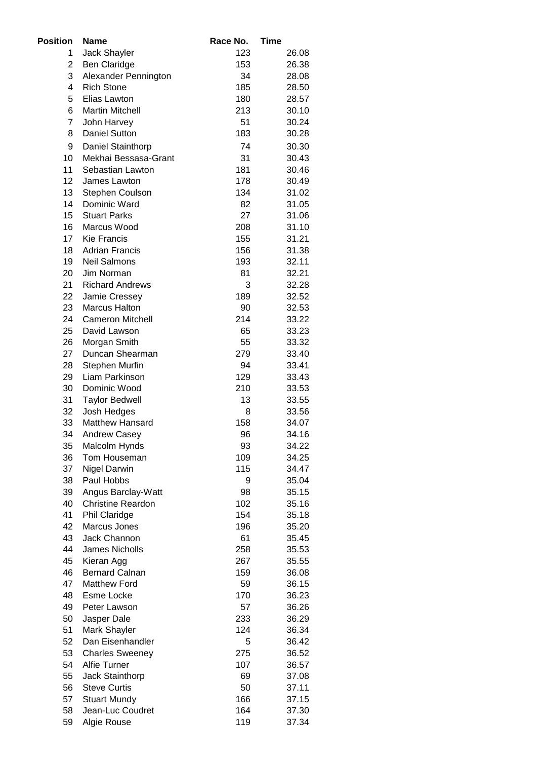| Position | Name | Race No. | Time |
|---|---|---|---|
| 1 | Jack Shayler | 123 | 26.08 |
| 2 | Ben Claridge | 153 | 26.38 |
| 3 | Alexander Pennington | 34 | 28.08 |
| 4 | Rich Stone | 185 | 28.50 |
| 5 | Elias Lawton | 180 | 28.57 |
| 6 | Martin Mitchell | 213 | 30.10 |
| 7 | John Harvey | 51 | 30.24 |
| 8 | Daniel Sutton | 183 | 30.28 |
| 9 | Daniel Stainthorp | 74 | 30.30 |
| 10 | Mekhai Bessasa-Grant | 31 | 30.43 |
| 11 | Sebastian Lawton | 181 | 30.46 |
| 12 | James Lawton | 178 | 30.49 |
| 13 | Stephen Coulson | 134 | 31.02 |
| 14 | Dominic Ward | 82 | 31.05 |
| 15 | Stuart Parks | 27 | 31.06 |
| 16 | Marcus Wood | 208 | 31.10 |
| 17 | Kie Francis | 155 | 31.21 |
| 18 | Adrian Francis | 156 | 31.38 |
| 19 | Neil Salmons | 193 | 32.11 |
| 20 | Jim Norman | 81 | 32.21 |
| 21 | Richard Andrews | 3 | 32.28 |
| 22 | Jamie Cressey | 189 | 32.52 |
| 23 | Marcus Halton | 90 | 32.53 |
| 24 | Cameron Mitchell | 214 | 33.22 |
| 25 | David Lawson | 65 | 33.23 |
| 26 | Morgan Smith | 55 | 33.32 |
| 27 | Duncan Shearman | 279 | 33.40 |
| 28 | Stephen Murfin | 94 | 33.41 |
| 29 | Liam Parkinson | 129 | 33.43 |
| 30 | Dominic Wood | 210 | 33.53 |
| 31 | Taylor Bedwell | 13 | 33.55 |
| 32 | Josh Hedges | 8 | 33.56 |
| 33 | Matthew Hansard | 158 | 34.07 |
| 34 | Andrew Casey | 96 | 34.16 |
| 35 | Malcolm Hynds | 93 | 34.22 |
| 36 | Tom Houseman | 109 | 34.25 |
| 37 | Nigel Darwin | 115 | 34.47 |
| 38 | Paul Hobbs | 9 | 35.04 |
| 39 | Angus Barclay-Watt | 98 | 35.15 |
| 40 | Christine Reardon | 102 | 35.16 |
| 41 | Phil Claridge | 154 | 35.18 |
| 42 | Marcus Jones | 196 | 35.20 |
| 43 | Jack Channon | 61 | 35.45 |
| 44 | James Nicholls | 258 | 35.53 |
| 45 | Kieran Agg | 267 | 35.55 |
| 46 | Bernard Calnan | 159 | 36.08 |
| 47 | Matthew Ford | 59 | 36.15 |
| 48 | Esme Locke | 170 | 36.23 |
| 49 | Peter Lawson | 57 | 36.26 |
| 50 | Jasper Dale | 233 | 36.29 |
| 51 | Mark Shayler | 124 | 36.34 |
| 52 | Dan Eisenhandler | 5 | 36.42 |
| 53 | Charles Sweeney | 275 | 36.52 |
| 54 | Alfie Turner | 107 | 36.57 |
| 55 | Jack Stainthorp | 69 | 37.08 |
| 56 | Steve Curtis | 50 | 37.11 |
| 57 | Stuart Mundy | 166 | 37.15 |
| 58 | Jean-Luc Coudret | 164 | 37.30 |
| 59 | Algie Rouse | 119 | 37.34 |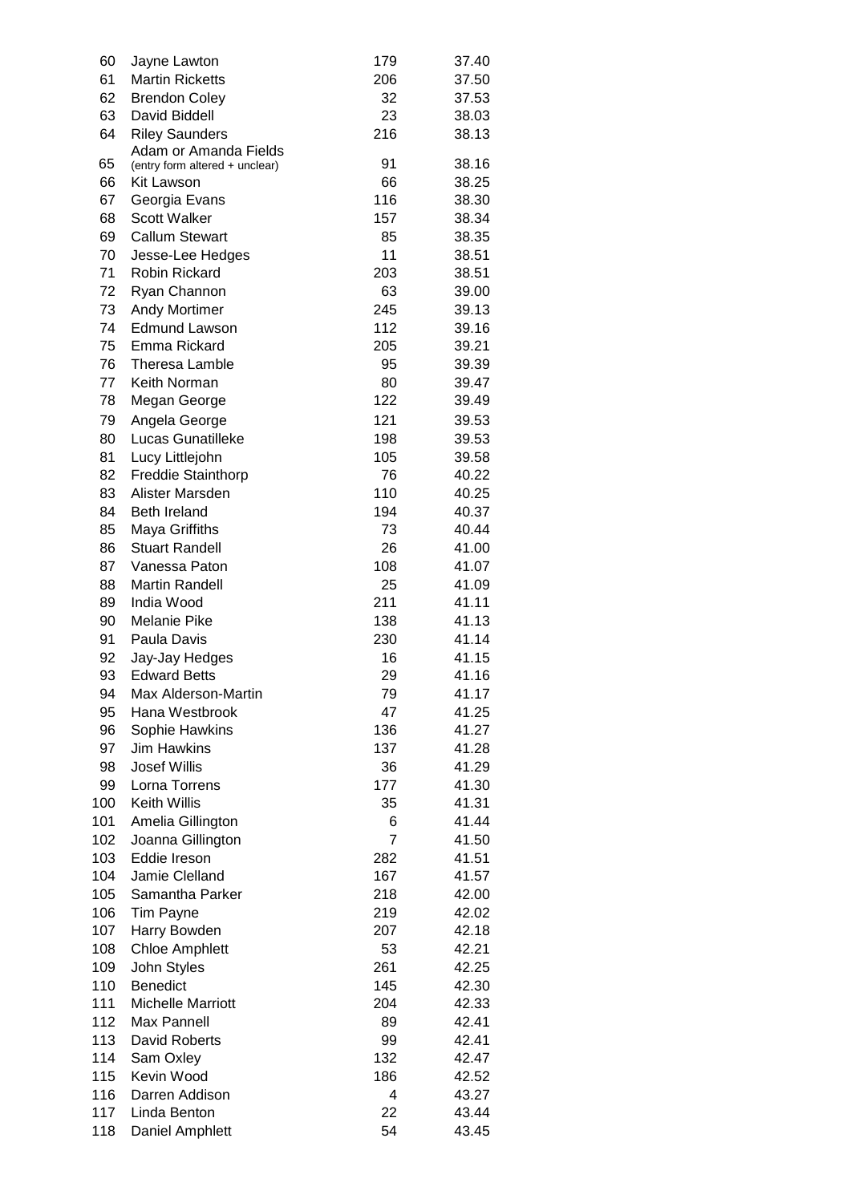| | | | |
|---|---|---|---|
| 60 | Jayne Lawton | 179 | 37.40 |
| 61 | Martin Ricketts | 206 | 37.50 |
| 62 | Brendon Coley | 32 | 37.53 |
| 63 | David Biddell | 23 | 38.03 |
| 64 | Riley Saunders | 216 | 38.13 |
| 65 | Adam or Amanda Fields (entry form altered + unclear) | 91 | 38.16 |
| 66 | Kit Lawson | 66 | 38.25 |
| 67 | Georgia Evans | 116 | 38.30 |
| 68 | Scott Walker | 157 | 38.34 |
| 69 | Callum Stewart | 85 | 38.35 |
| 70 | Jesse-Lee Hedges | 11 | 38.51 |
| 71 | Robin Rickard | 203 | 38.51 |
| 72 | Ryan Channon | 63 | 39.00 |
| 73 | Andy Mortimer | 245 | 39.13 |
| 74 | Edmund Lawson | 112 | 39.16 |
| 75 | Emma Rickard | 205 | 39.21 |
| 76 | Theresa Lamble | 95 | 39.39 |
| 77 | Keith Norman | 80 | 39.47 |
| 78 | Megan George | 122 | 39.49 |
| 79 | Angela George | 121 | 39.53 |
| 80 | Lucas Gunatilleke | 198 | 39.53 |
| 81 | Lucy Littlejohn | 105 | 39.58 |
| 82 | Freddie Stainthorp | 76 | 40.22 |
| 83 | Alister Marsden | 110 | 40.25 |
| 84 | Beth Ireland | 194 | 40.37 |
| 85 | Maya Griffiths | 73 | 40.44 |
| 86 | Stuart Randell | 26 | 41.00 |
| 87 | Vanessa Paton | 108 | 41.07 |
| 88 | Martin Randell | 25 | 41.09 |
| 89 | India Wood | 211 | 41.11 |
| 90 | Melanie Pike | 138 | 41.13 |
| 91 | Paula Davis | 230 | 41.14 |
| 92 | Jay-Jay Hedges | 16 | 41.15 |
| 93 | Edward Betts | 29 | 41.16 |
| 94 | Max Alderson-Martin | 79 | 41.17 |
| 95 | Hana Westbrook | 47 | 41.25 |
| 96 | Sophie Hawkins | 136 | 41.27 |
| 97 | Jim Hawkins | 137 | 41.28 |
| 98 | Josef Willis | 36 | 41.29 |
| 99 | Lorna Torrens | 177 | 41.30 |
| 100 | Keith Willis | 35 | 41.31 |
| 101 | Amelia Gillington | 6 | 41.44 |
| 102 | Joanna Gillington | 7 | 41.50 |
| 103 | Eddie Ireson | 282 | 41.51 |
| 104 | Jamie Clelland | 167 | 41.57 |
| 105 | Samantha Parker | 218 | 42.00 |
| 106 | Tim Payne | 219 | 42.02 |
| 107 | Harry Bowden | 207 | 42.18 |
| 108 | Chloe Amphlett | 53 | 42.21 |
| 109 | John Styles | 261 | 42.25 |
| 110 | Benedict | 145 | 42.30 |
| 111 | Michelle Marriott | 204 | 42.33 |
| 112 | Max Pannell | 89 | 42.41 |
| 113 | David Roberts | 99 | 42.41 |
| 114 | Sam Oxley | 132 | 42.47 |
| 115 | Kevin Wood | 186 | 42.52 |
| 116 | Darren Addison | 4 | 43.27 |
| 117 | Linda Benton | 22 | 43.44 |
| 118 | Daniel Amphlett | 54 | 43.45 |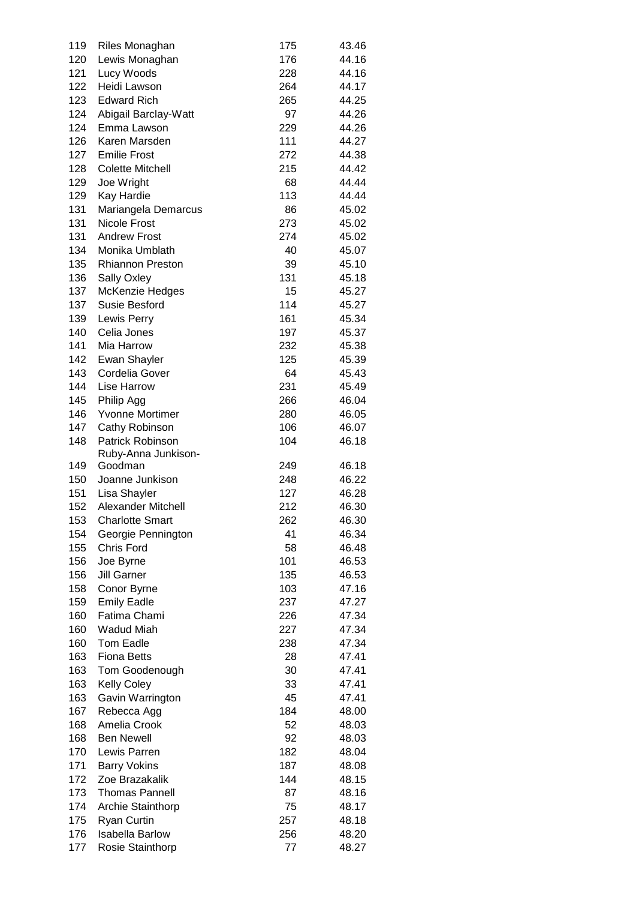| | | | |
|---|---|---|---|
| 119 | Riles Monaghan | 175 | 43.46 |
| 120 | Lewis Monaghan | 176 | 44.16 |
| 121 | Lucy Woods | 228 | 44.16 |
| 122 | Heidi Lawson | 264 | 44.17 |
| 123 | Edward Rich | 265 | 44.25 |
| 124 | Abigail Barclay-Watt | 97 | 44.26 |
| 124 | Emma Lawson | 229 | 44.26 |
| 126 | Karen Marsden | 111 | 44.27 |
| 127 | Emilie Frost | 272 | 44.38 |
| 128 | Colette Mitchell | 215 | 44.42 |
| 129 | Joe Wright | 68 | 44.44 |
| 129 | Kay Hardie | 113 | 44.44 |
| 131 | Mariangela Demarcus | 86 | 45.02 |
| 131 | Nicole Frost | 273 | 45.02 |
| 131 | Andrew Frost | 274 | 45.02 |
| 134 | Monika Umblath | 40 | 45.07 |
| 135 | Rhiannon Preston | 39 | 45.10 |
| 136 | Sally Oxley | 131 | 45.18 |
| 137 | McKenzie Hedges | 15 | 45.27 |
| 137 | Susie Besford | 114 | 45.27 |
| 139 | Lewis Perry | 161 | 45.34 |
| 140 | Celia Jones | 197 | 45.37 |
| 141 | Mia Harrow | 232 | 45.38 |
| 142 | Ewan Shayler | 125 | 45.39 |
| 143 | Cordelia Gover | 64 | 45.43 |
| 144 | Lise Harrow | 231 | 45.49 |
| 145 | Philip Agg | 266 | 46.04 |
| 146 | Yvonne Mortimer | 280 | 46.05 |
| 147 | Cathy Robinson | 106 | 46.07 |
| 148 | Patrick Robinson | 104 | 46.18 |
| 149 | Ruby-Anna Junkison-Goodman | 249 | 46.18 |
| 150 | Joanne Junkison | 248 | 46.22 |
| 151 | Lisa Shayler | 127 | 46.28 |
| 152 | Alexander Mitchell | 212 | 46.30 |
| 153 | Charlotte Smart | 262 | 46.30 |
| 154 | Georgie Pennington | 41 | 46.34 |
| 155 | Chris Ford | 58 | 46.48 |
| 156 | Joe Byrne | 101 | 46.53 |
| 156 | Jill Garner | 135 | 46.53 |
| 158 | Conor Byrne | 103 | 47.16 |
| 159 | Emily Eadle | 237 | 47.27 |
| 160 | Fatima Chami | 226 | 47.34 |
| 160 | Wadud Miah | 227 | 47.34 |
| 160 | Tom Eadle | 238 | 47.34 |
| 163 | Fiona Betts | 28 | 47.41 |
| 163 | Tom Goodenough | 30 | 47.41 |
| 163 | Kelly Coley | 33 | 47.41 |
| 163 | Gavin Warrington | 45 | 47.41 |
| 167 | Rebecca Agg | 184 | 48.00 |
| 168 | Amelia Crook | 52 | 48.03 |
| 168 | Ben Newell | 92 | 48.03 |
| 170 | Lewis Parren | 182 | 48.04 |
| 171 | Barry Vokins | 187 | 48.08 |
| 172 | Zoe Brazakalik | 144 | 48.15 |
| 173 | Thomas Pannell | 87 | 48.16 |
| 174 | Archie Stainthorp | 75 | 48.17 |
| 175 | Ryan Curtin | 257 | 48.18 |
| 176 | Isabella Barlow | 256 | 48.20 |
| 177 | Rosie Stainthorp | 77 | 48.27 |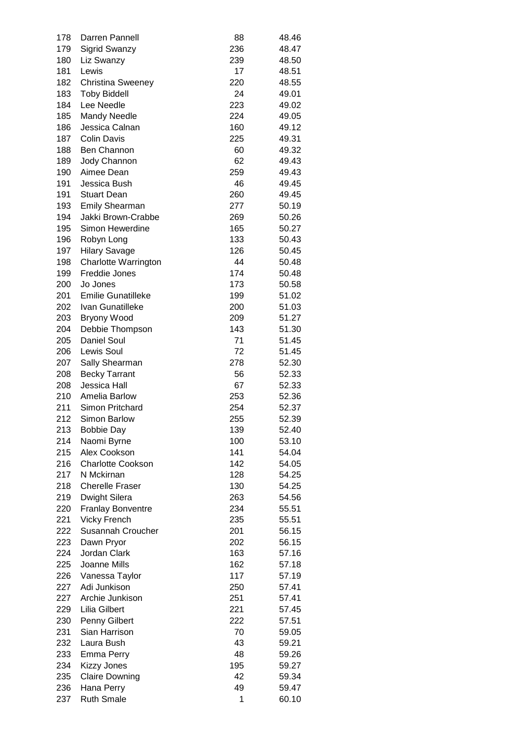| | | | |
|---|---|---|---|
| 178 | Darren Pannell | 88 | 48.46 |
| 179 | Sigrid Swanzy | 236 | 48.47 |
| 180 | Liz Swanzy | 239 | 48.50 |
| 181 | Lewis | 17 | 48.51 |
| 182 | Christina Sweeney | 220 | 48.55 |
| 183 | Toby Biddell | 24 | 49.01 |
| 184 | Lee Needle | 223 | 49.02 |
| 185 | Mandy Needle | 224 | 49.05 |
| 186 | Jessica Calnan | 160 | 49.12 |
| 187 | Colin Davis | 225 | 49.31 |
| 188 | Ben Channon | 60 | 49.32 |
| 189 | Jody Channon | 62 | 49.43 |
| 190 | Aimee Dean | 259 | 49.43 |
| 191 | Jessica Bush | 46 | 49.45 |
| 191 | Stuart Dean | 260 | 49.45 |
| 193 | Emily Shearman | 277 | 50.19 |
| 194 | Jakki Brown-Crabbe | 269 | 50.26 |
| 195 | Simon Hewerdine | 165 | 50.27 |
| 196 | Robyn Long | 133 | 50.43 |
| 197 | Hilary Savage | 126 | 50.45 |
| 198 | Charlotte Warrington | 44 | 50.48 |
| 199 | Freddie Jones | 174 | 50.48 |
| 200 | Jo Jones | 173 | 50.58 |
| 201 | Emilie Gunatilleke | 199 | 51.02 |
| 202 | Ivan Gunatilleke | 200 | 51.03 |
| 203 | Bryony Wood | 209 | 51.27 |
| 204 | Debbie Thompson | 143 | 51.30 |
| 205 | Daniel Soul | 71 | 51.45 |
| 206 | Lewis Soul | 72 | 51.45 |
| 207 | Sally Shearman | 278 | 52.30 |
| 208 | Becky Tarrant | 56 | 52.33 |
| 208 | Jessica Hall | 67 | 52.33 |
| 210 | Amelia Barlow | 253 | 52.36 |
| 211 | Simon Pritchard | 254 | 52.37 |
| 212 | Simon Barlow | 255 | 52.39 |
| 213 | Bobbie Day | 139 | 52.40 |
| 214 | Naomi Byrne | 100 | 53.10 |
| 215 | Alex Cookson | 141 | 54.04 |
| 216 | Charlotte Cookson | 142 | 54.05 |
| 217 | N Mckirnan | 128 | 54.25 |
| 218 | Cherelle Fraser | 130 | 54.25 |
| 219 | Dwight Silera | 263 | 54.56 |
| 220 | Franlay Bonventre | 234 | 55.51 |
| 221 | Vicky French | 235 | 55.51 |
| 222 | Susannah Croucher | 201 | 56.15 |
| 223 | Dawn Pryor | 202 | 56.15 |
| 224 | Jordan Clark | 163 | 57.16 |
| 225 | Joanne Mills | 162 | 57.18 |
| 226 | Vanessa Taylor | 117 | 57.19 |
| 227 | Adi Junkison | 250 | 57.41 |
| 227 | Archie Junkison | 251 | 57.41 |
| 229 | Lilia Gilbert | 221 | 57.45 |
| 230 | Penny Gilbert | 222 | 57.51 |
| 231 | Sian Harrison | 70 | 59.05 |
| 232 | Laura Bush | 43 | 59.21 |
| 233 | Emma Perry | 48 | 59.26 |
| 234 | Kizzy Jones | 195 | 59.27 |
| 235 | Claire Downing | 42 | 59.34 |
| 236 | Hana Perry | 49 | 59.47 |
| 237 | Ruth Smale | 1 | 60.10 |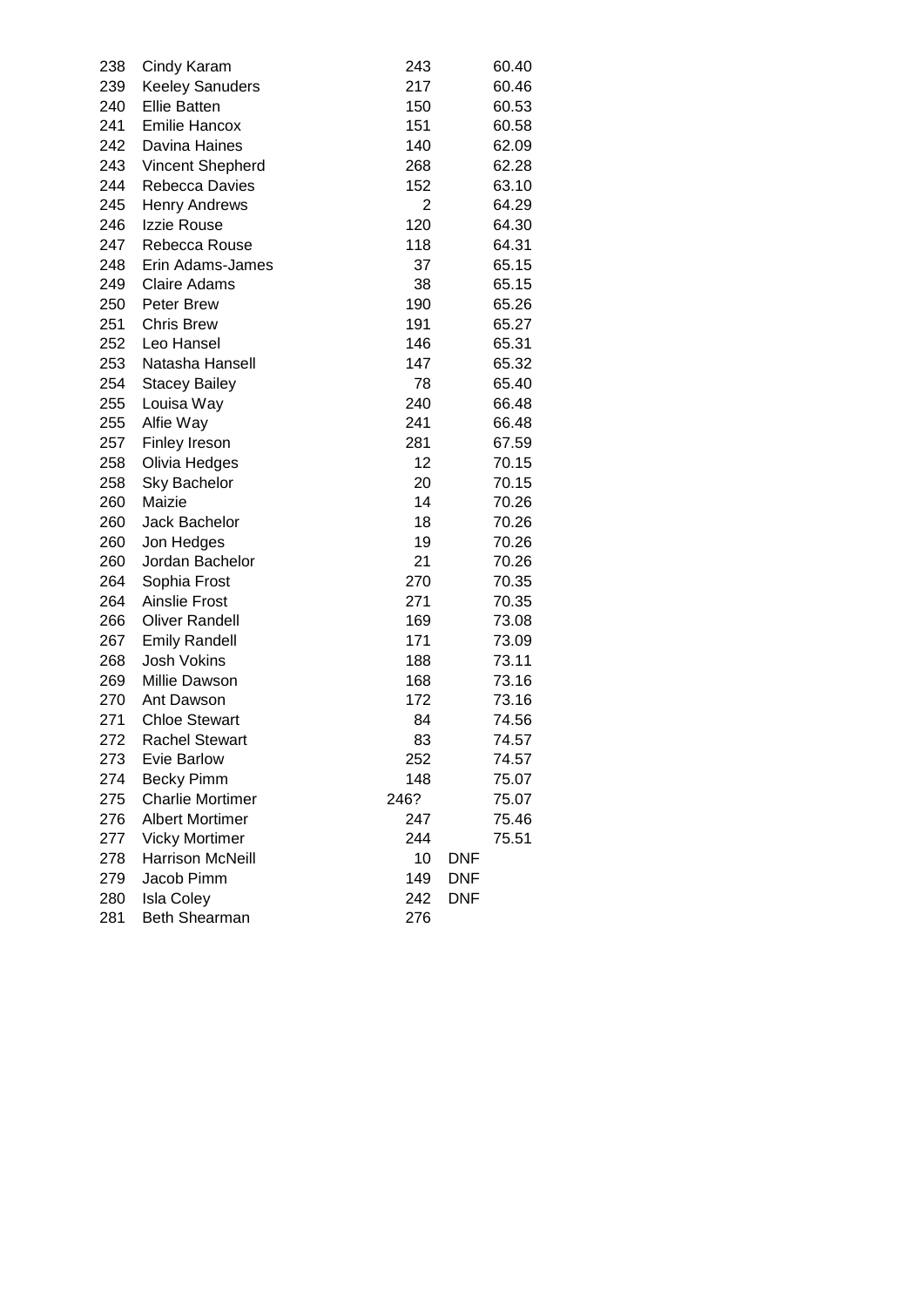| | | | | |
|---|---|---|---|---|
| 238 | Cindy Karam | 243 | | 60.40 |
| 239 | Keeley Sanuders | 217 | | 60.46 |
| 240 | Ellie Batten | 150 | | 60.53 |
| 241 | Emilie Hancox | 151 | | 60.58 |
| 242 | Davina Haines | 140 | | 62.09 |
| 243 | Vincent Shepherd | 268 | | 62.28 |
| 244 | Rebecca Davies | 152 | | 63.10 |
| 245 | Henry Andrews | 2 | | 64.29 |
| 246 | Izzie Rouse | 120 | | 64.30 |
| 247 | Rebecca Rouse | 118 | | 64.31 |
| 248 | Erin Adams-James | 37 | | 65.15 |
| 249 | Claire Adams | 38 | | 65.15 |
| 250 | Peter Brew | 190 | | 65.26 |
| 251 | Chris Brew | 191 | | 65.27 |
| 252 | Leo Hansel | 146 | | 65.31 |
| 253 | Natasha Hansell | 147 | | 65.32 |
| 254 | Stacey Bailey | 78 | | 65.40 |
| 255 | Louisa Way | 240 | | 66.48 |
| 255 | Alfie Way | 241 | | 66.48 |
| 257 | Finley Ireson | 281 | | 67.59 |
| 258 | Olivia Hedges | 12 | | 70.15 |
| 258 | Sky Bachelor | 20 | | 70.15 |
| 260 | Maizie | 14 | | 70.26 |
| 260 | Jack Bachelor | 18 | | 70.26 |
| 260 | Jon Hedges | 19 | | 70.26 |
| 260 | Jordan Bachelor | 21 | | 70.26 |
| 264 | Sophia Frost | 270 | | 70.35 |
| 264 | Ainslie Frost | 271 | | 70.35 |
| 266 | Oliver Randell | 169 | | 73.08 |
| 267 | Emily Randell | 171 | | 73.09 |
| 268 | Josh Vokins | 188 | | 73.11 |
| 269 | Millie Dawson | 168 | | 73.16 |
| 270 | Ant Dawson | 172 | | 73.16 |
| 271 | Chloe Stewart | 84 | | 74.56 |
| 272 | Rachel Stewart | 83 | | 74.57 |
| 273 | Evie Barlow | 252 | | 74.57 |
| 274 | Becky Pimm | 148 | | 75.07 |
| 275 | Charlie Mortimer | 246? | | 75.07 |
| 276 | Albert Mortimer | 247 | | 75.46 |
| 277 | Vicky Mortimer | 244 | | 75.51 |
| 278 | Harrison McNeill | 10 | DNF | |
| 279 | Jacob Pimm | 149 | DNF | |
| 280 | Isla Coley | 242 | DNF | |
| 281 | Beth Shearman | 276 | | |